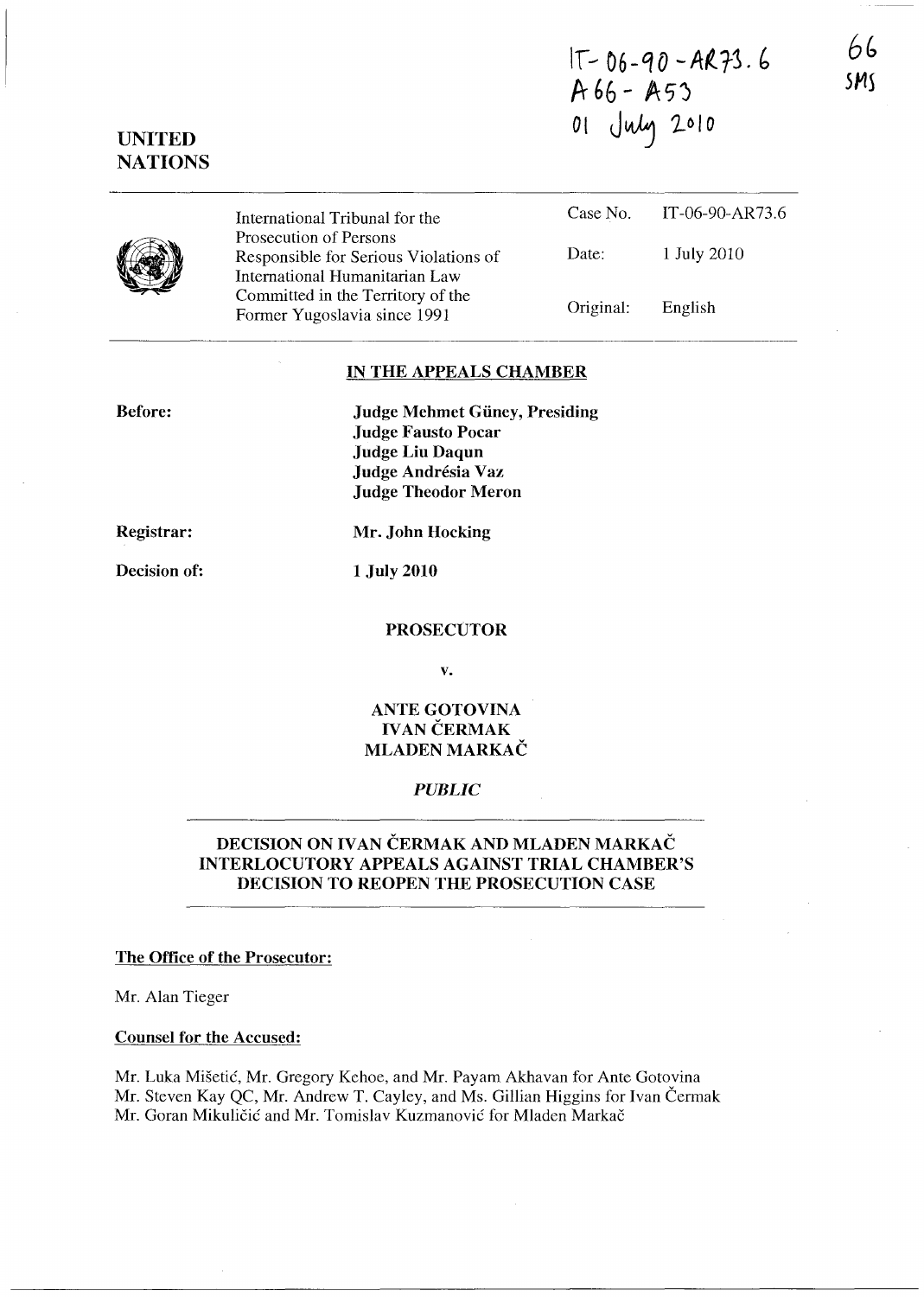IT-06-90-AR73.6
A66 - A53
01 July 2010

66
SMS

**UNITED NATIONS**

| International Tribunal for the Prosecution of Persons Responsible for Serious Violations of International Humanitarian Law Committed in the Territory of the Former Yugoslavia since 1991 | Case No. | IT-06-90-AR73.6 |
|---|---|---|
| | Date: | 1 July 2010 |
| | Original: | English |

## IN THE APPEALS CHAMBER

**Before:**

**Judge Mehmet Güney, Presiding**
**Judge Fausto Pocar**
**Judge Liu Daqun**
**Judge Andrésia Vaz**
**Judge Theodor Meron**

**Registrar:** **Mr. John Hocking**

**Decision of:** **1 July 2010**

**PROSECUTOR**

**v.**

**ANTE GOTOVINA**
**IVAN ČERMAK**
**MLADEN MARKAČ**

***PUBLIC***

## DECISION ON IVAN ČERMAK AND MLADEN MARKAČ INTERLOCUTORY APPEALS AGAINST TRIAL CHAMBER'S DECISION TO REOPEN THE PROSECUTION CASE

**The Office of the Prosecutor:**

Mr. Alan Tieger

**Counsel for the Accused:**

Mr. Luka Mišetić, Mr. Gregory Kehoe, and Mr. Payam Akhavan for Ante Gotovina
Mr. Steven Kay QC, Mr. Andrew T. Cayley, and Ms. Gillian Higgins for Ivan Čermak
Mr. Goran Mikuličić and Mr. Tomislav Kuzmanović for Mladen Markač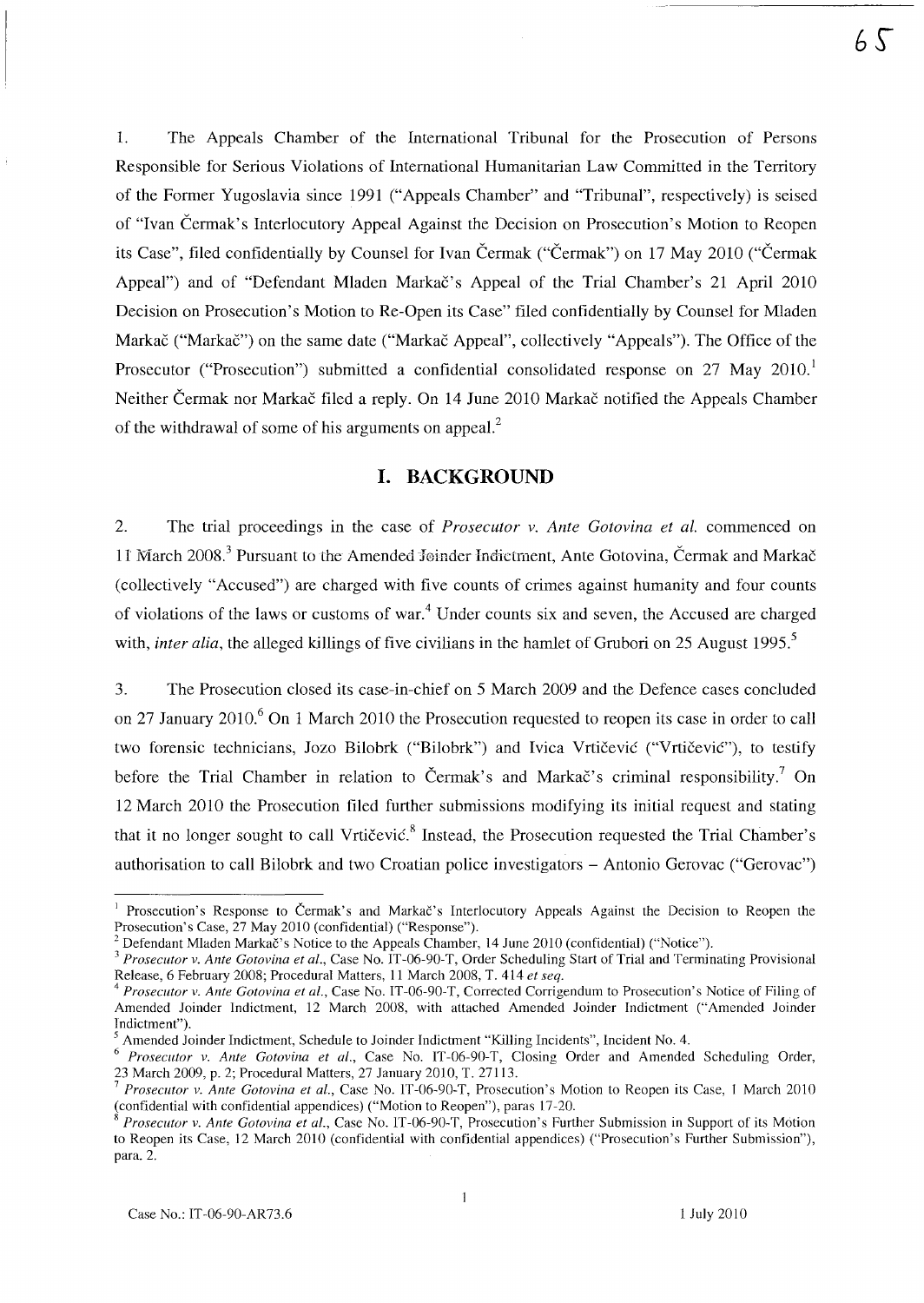1. The Appeals Chamber of the International Tribunal for the Prosecution of Persons Responsible for Serious Violations of International Humanitarian Law Committed in the Territory of the Former Yugoslavia since 1991 ("Appeals Chamber" and "Tribunal", respectively) is seised of "Ivan Čermak's Interlocutory Appeal Against the Decision on Prosecution's Motion to Reopen its Case", filed confidentially by Counsel for Ivan Čermak ("Čermak") on 17 May 2010 ("Čermak Appeal") and of "Defendant Mladen Markač's Appeal of the Trial Chamber's 21 April 2010 Decision on Prosecution's Motion to Re-Open its Case" filed confidentially by Counsel for Mladen Markač ("Markač") on the same date ("Markač Appeal", collectively "Appeals"). The Office of the Prosecutor ("Prosecution") submitted a confidential consolidated response on 27 May 2010.[1] Neither Čermak nor Markač filed a reply. On 14 June 2010 Markač notified the Appeals Chamber of the withdrawal of some of his arguments on appeal.[2]

## I. BACKGROUND

2. The trial proceedings in the case of *Prosecutor v. Ante Gotovina et al.* commenced on 11 March 2008.[3] Pursuant to the Amended Joinder Indictment, Ante Gotovina, Čermak and Markač (collectively "Accused") are charged with five counts of crimes against humanity and four counts of violations of the laws or customs of war.[4] Under counts six and seven, the Accused are charged with, *inter alia*, the alleged killings of five civilians in the hamlet of Grubori on 25 August 1995.[5]

3. The Prosecution closed its case-in-chief on 5 March 2009 and the Defence cases concluded on 27 January 2010.[6] On 1 March 2010 the Prosecution requested to reopen its case in order to call two forensic technicians, Jozo Bilobrk ("Bilobrk") and Ivica Vrtičević ("Vrtičević"), to testify before the Trial Chamber in relation to Čermak's and Markač's criminal responsibility.[7] On 12 March 2010 the Prosecution filed further submissions modifying its initial request and stating that it no longer sought to call Vrtičević.[8] Instead, the Prosecution requested the Trial Chamber's authorisation to call Bilobrk and two Croatian police investigators – Antonio Gerovac ("Gerovac")

---

[1] Prosecution's Response to Čermak's and Markač's Interlocutory Appeals Against the Decision to Reopen the Prosecution's Case, 27 May 2010 (confidential) ("Response").

[2] Defendant Mladen Markač's Notice to the Appeals Chamber, 14 June 2010 (confidential) ("Notice").

[3] *Prosecutor v. Ante Gotovina et al.*, Case No. IT-06-90-T, Order Scheduling Start of Trial and Terminating Provisional Release, 6 February 2008; Procedural Matters, 11 March 2008, T. 414 *et seq.*

[4] *Prosecutor v. Ante Gotovina et al.*, Case No. IT-06-90-T, Corrected Corrigendum to Prosecution's Notice of Filing of Amended Joinder Indictment, 12 March 2008, with attached Amended Joinder Indictment ("Amended Joinder Indictment").

[5] Amended Joinder Indictment, Schedule to Joinder Indictment "Killing Incidents", Incident No. 4.

[6] *Prosecutor v. Ante Gotovina et al.*, Case No. IT-06-90-T, Closing Order and Amended Scheduling Order, 23 March 2009, p. 2; Procedural Matters, 27 January 2010, T. 27113.

[7] *Prosecutor v. Ante Gotovina et al.*, Case No. IT-06-90-T, Prosecution's Motion to Reopen its Case, 1 March 2010 (confidential with confidential appendices) ("Motion to Reopen"), paras 17-20.

[8] *Prosecutor v. Ante Gotovina et al.*, Case No. IT-06-90-T, Prosecution's Further Submission in Support of its Motion to Reopen its Case, 12 March 2010 (confidential with confidential appendices) ("Prosecution's Further Submission"), para. 2.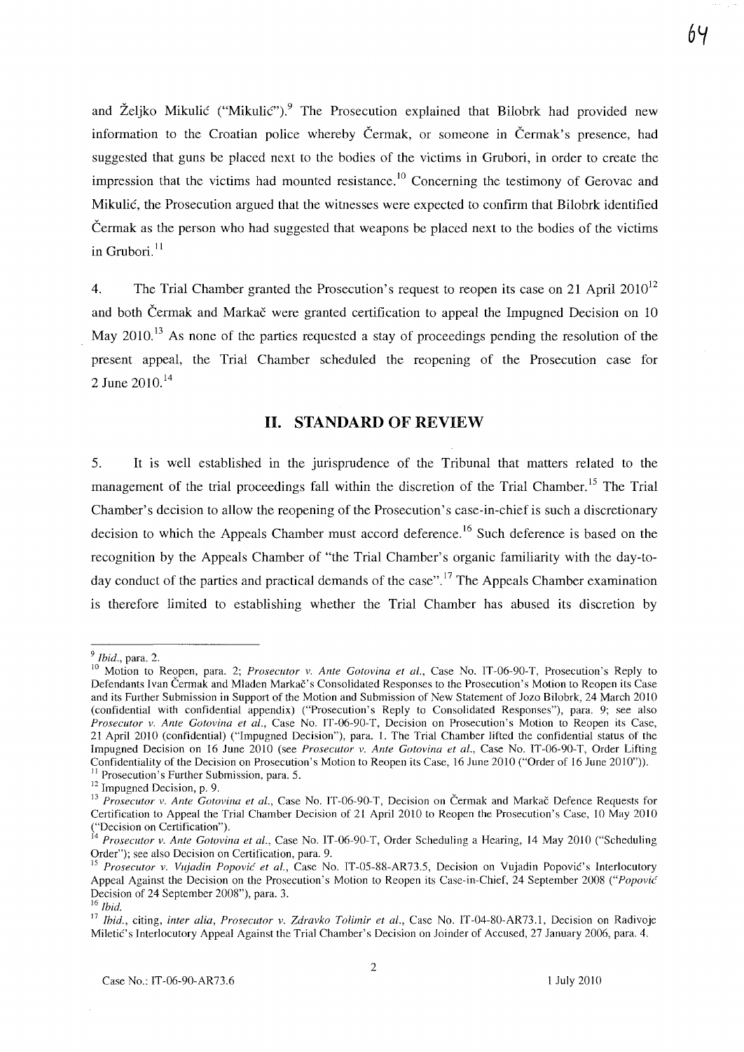and Željko Mikulić ("Mikulić").[9] The Prosecution explained that Bilobrk had provided new information to the Croatian police whereby Čermak, or someone in Čermak's presence, had suggested that guns be placed next to the bodies of the victims in Grubori, in order to create the impression that the victims had mounted resistance.[10] Concerning the testimony of Gerovac and Mikulić, the Prosecution argued that the witnesses were expected to confirm that Bilobrk identified Čermak as the person who had suggested that weapons be placed next to the bodies of the victims in Grubori.[11]

4. The Trial Chamber granted the Prosecution's request to reopen its case on 21 April 2010[12] and both Čermak and Markač were granted certification to appeal the Impugned Decision on 10 May 2010.[13] As none of the parties requested a stay of proceedings pending the resolution of the present appeal, the Trial Chamber scheduled the reopening of the Prosecution case for 2 June 2010.[14]

## II. STANDARD OF REVIEW

5. It is well established in the jurisprudence of the Tribunal that matters related to the management of the trial proceedings fall within the discretion of the Trial Chamber.[15] The Trial Chamber's decision to allow the reopening of the Prosecution's case-in-chief is such a discretionary decision to which the Appeals Chamber must accord deference.[16] Such deference is based on the recognition by the Appeals Chamber of "the Trial Chamber's organic familiarity with the day-to-day conduct of the parties and practical demands of the case".[17] The Appeals Chamber examination is therefore limited to establishing whether the Trial Chamber has abused its discretion by

---

[9] *Ibid.*, para. 2.

[10] Motion to Reopen, para. 2; *Prosecutor v. Ante Gotovina et al.*, Case No. IT-06-90-T, Prosecution's Reply to Defendants Ivan Čermak and Mladen Markač's Consolidated Responses to the Prosecution's Motion to Reopen its Case and its Further Submission in Support of the Motion and Submission of New Statement of Jozo Bilobrk, 24 March 2010 (confidential with confidential appendix) ("Prosecution's Reply to Consolidated Responses"), para. 9; see also *Prosecutor v. Ante Gotovina et al.*, Case No. IT-06-90-T, Decision on Prosecution's Motion to Reopen its Case, 21 April 2010 (confidential) ("Impugned Decision"), para. 1. The Trial Chamber lifted the confidential status of the Impugned Decision on 16 June 2010 (see *Prosecutor v. Ante Gotovina et al.*, Case No. IT-06-90-T, Order Lifting Confidentiality of the Decision on Prosecution's Motion to Reopen its Case, 16 June 2010 ("Order of 16 June 2010")).

[11] Prosecution's Further Submission, para. 5.

[12] Impugned Decision, p. 9.

[13] *Prosecutor v. Ante Gotovina et al.*, Case No. IT-06-90-T, Decision on Čermak and Markač Defence Requests for Certification to Appeal the Trial Chamber Decision of 21 April 2010 to Reopen the Prosecution's Case, 10 May 2010 ("Decision on Certification").

[14] *Prosecutor v. Ante Gotovina et al.*, Case No. IT-06-90-T, Order Scheduling a Hearing, 14 May 2010 ("Scheduling Order"); see also Decision on Certification, para. 9.

[15] *Prosecutor v. Vujadin Popović et al.*, Case No. IT-05-88-AR73.5, Decision on Vujadin Popović's Interlocutory Appeal Against the Decision on the Prosecution's Motion to Reopen its Case-in-Chief, 24 September 2008 ("*Popović* Decision of 24 September 2008"), para. 3.

[16] *Ibid.*

[17] *Ibid.*, citing, *inter alia*, *Prosecutor v. Zdravko Tolimir et al.*, Case No. IT-04-80-AR73.1, Decision on Radivoje Miletić's Interlocutory Appeal Against the Trial Chamber's Decision on Joinder of Accused, 27 January 2006, para. 4.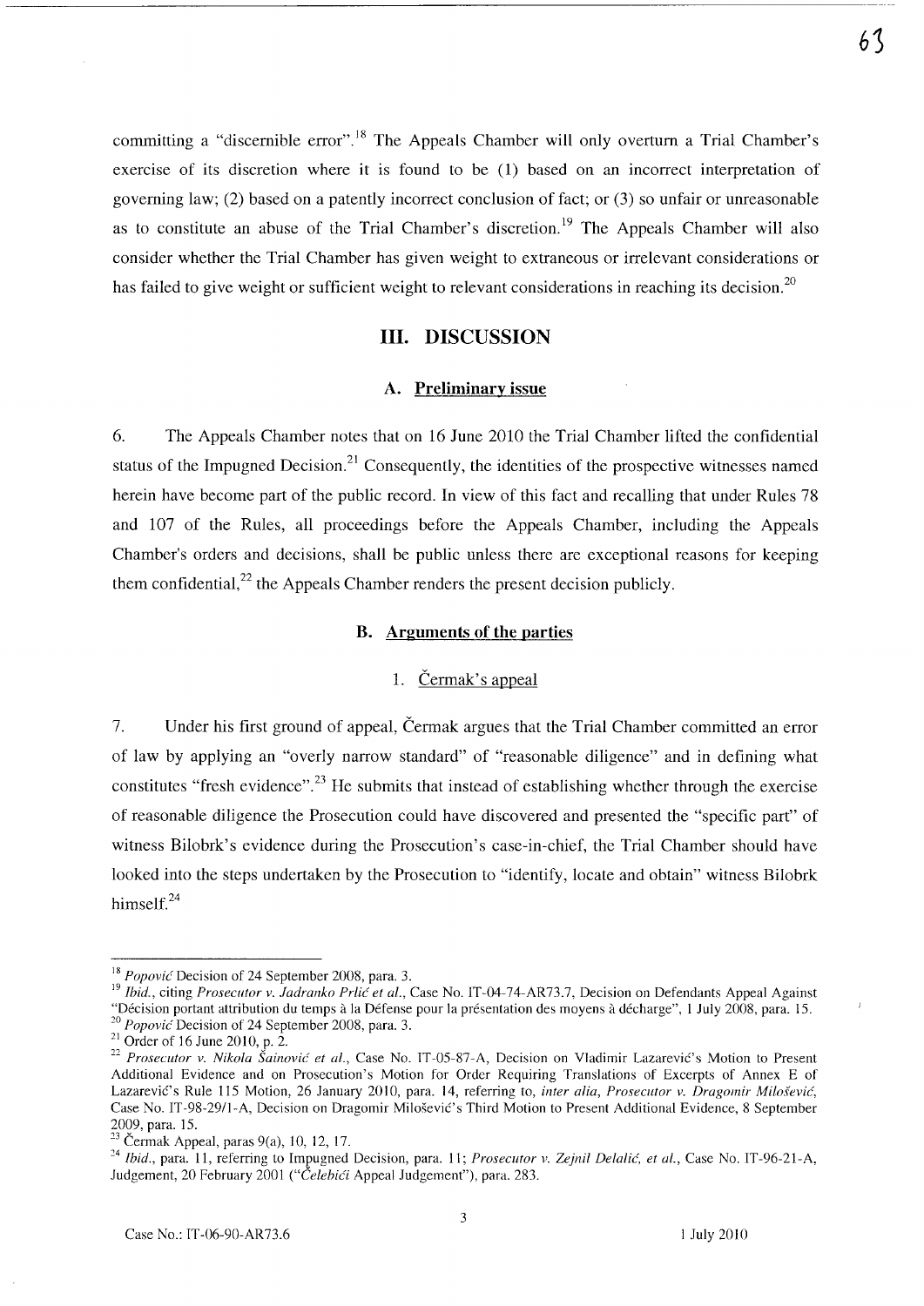committing a "discernible error".[18] The Appeals Chamber will only overturn a Trial Chamber's exercise of its discretion where it is found to be (1) based on an incorrect interpretation of governing law; (2) based on a patently incorrect conclusion of fact; or (3) so unfair or unreasonable as to constitute an abuse of the Trial Chamber's discretion.[19] The Appeals Chamber will also consider whether the Trial Chamber has given weight to extraneous or irrelevant considerations or has failed to give weight or sufficient weight to relevant considerations in reaching its decision.[20]

## III. DISCUSSION

### A. Preliminary issue

6. The Appeals Chamber notes that on 16 June 2010 the Trial Chamber lifted the confidential status of the Impugned Decision.[21] Consequently, the identities of the prospective witnesses named herein have become part of the public record. In view of this fact and recalling that under Rules 78 and 107 of the Rules, all proceedings before the Appeals Chamber, including the Appeals Chamber's orders and decisions, shall be public unless there are exceptional reasons for keeping them confidential,[22] the Appeals Chamber renders the present decision publicly.

### B. Arguments of the parties

#### 1. Čermak's appeal

7. Under his first ground of appeal, Čermak argues that the Trial Chamber committed an error of law by applying an "overly narrow standard" of "reasonable diligence" and in defining what constitutes "fresh evidence".[23] He submits that instead of establishing whether through the exercise of reasonable diligence the Prosecution could have discovered and presented the "specific part" of witness Bilobrk's evidence during the Prosecution's case-in-chief, the Trial Chamber should have looked into the steps undertaken by the Prosecution to "identify, locate and obtain" witness Bilobrk himself.[24]

---

[18] *Popović* Decision of 24 September 2008, para. 3.

[19] *Ibid.*, citing *Prosecutor v. Jadranko Prlić et al.*, Case No. IT-04-74-AR73.7, Decision on Defendants Appeal Against "Décision portant attribution du temps à la Défense pour la présentation des moyens à décharge", 1 July 2008, para. 15.

[20] *Popović* Decision of 24 September 2008, para. 3.

[21] Order of 16 June 2010, p. 2.

[22] *Prosecutor v. Nikola Šainović et al.*, Case No. IT-05-87-A, Decision on Vladimir Lazarević's Motion to Present Additional Evidence and on Prosecution's Motion for Order Requiring Translations of Excerpts of Annex E of Lazarević's Rule 115 Motion, 26 January 2010, para. 14, referring to, *inter alia*, *Prosecutor v. Dragomir Milošević*, Case No. IT-98-29/1-A, Decision on Dragomir Milošević's Third Motion to Present Additional Evidence, 8 September 2009, para. 15.

[23] Čermak Appeal, paras 9(a), 10, 12, 17.

[24] *Ibid.*, para. 11, referring to Impugned Decision, para. 11; *Prosecutor v. Zejnil Delalić, et al.*, Case No. IT-96-21-A, Judgement, 20 February 2001 ("*Čelebići* Appeal Judgement"), para. 283.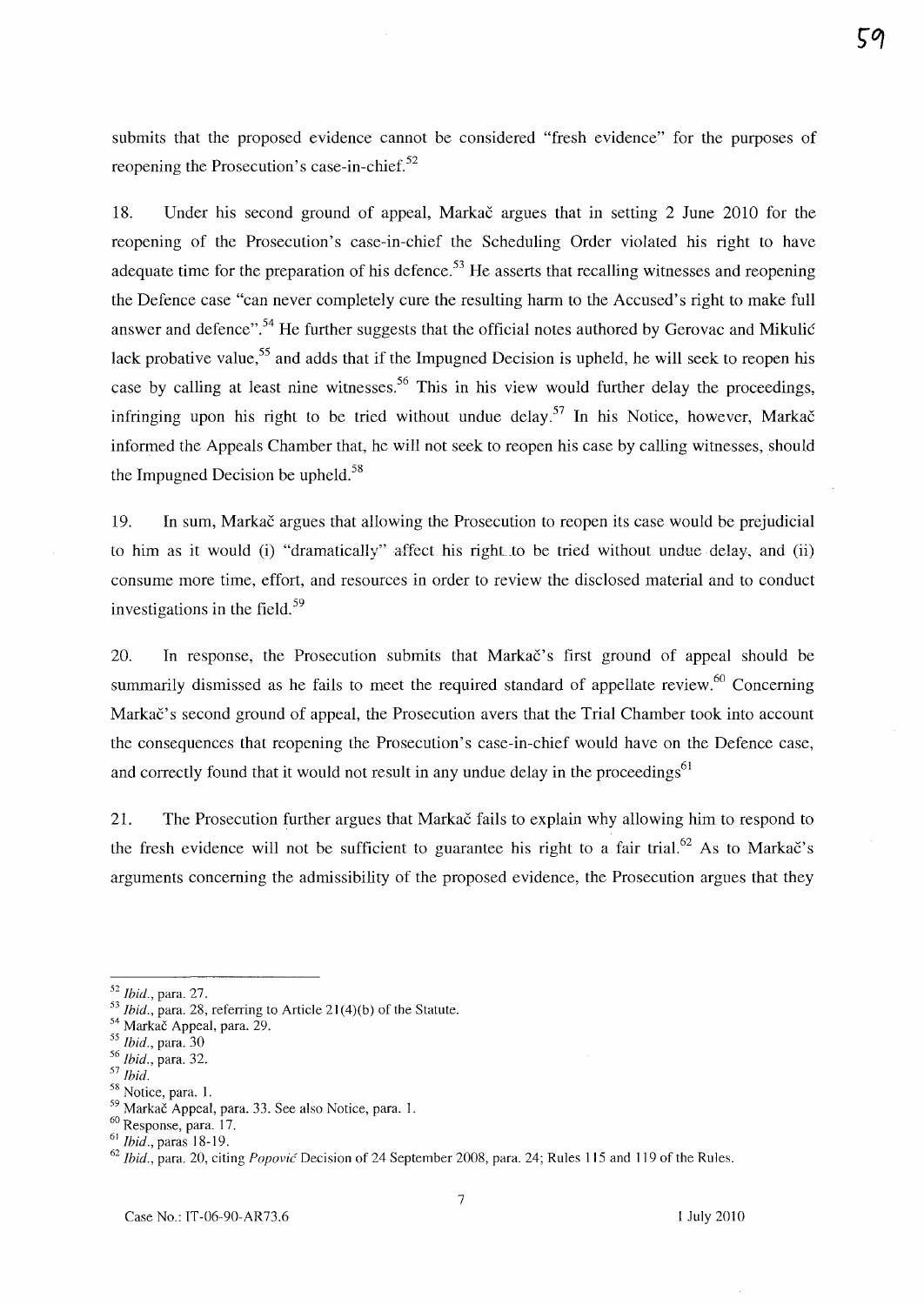submits that the proposed evidence cannot be considered "fresh evidence" for the purposes of reopening the Prosecution's case-in-chief.[52]

18. Under his second ground of appeal, Markač argues that in setting 2 June 2010 for the reopening of the Prosecution's case-in-chief the Scheduling Order violated his right to have adequate time for the preparation of his defence.[53] He asserts that recalling witnesses and reopening the Defence case "can never completely cure the resulting harm to the Accused's right to make full answer and defence".[54] He further suggests that the official notes authored by Gerovac and Mikulić lack probative value,[55] and adds that if the Impugned Decision is upheld, he will seek to reopen his case by calling at least nine witnesses.[56] This in his view would further delay the proceedings, infringing upon his right to be tried without undue delay.[57] In his Notice, however, Markač informed the Appeals Chamber that, he will not seek to reopen his case by calling witnesses, should the Impugned Decision be upheld.[58]

19. In sum, Markač argues that allowing the Prosecution to reopen its case would be prejudicial to him as it would (i) "dramatically" affect his right to be tried without undue delay, and (ii) consume more time, effort, and resources in order to review the disclosed material and to conduct investigations in the field.[59]

20. In response, the Prosecution submits that Markač's first ground of appeal should be summarily dismissed as he fails to meet the required standard of appellate review.[60] Concerning Markač's second ground of appeal, the Prosecution avers that the Trial Chamber took into account the consequences that reopening the Prosecution's case-in-chief would have on the Defence case, and correctly found that it would not result in any undue delay in the proceedings[61]

21. The Prosecution further argues that Markač fails to explain why allowing him to respond to the fresh evidence will not be sufficient to guarantee his right to a fair trial.[62] As to Markač's arguments concerning the admissibility of the proposed evidence, the Prosecution argues that they

---

[52] *Ibid.*, para. 27.

[53] *Ibid.*, para. 28, referring to Article 21(4)(b) of the Statute.

[54] Markač Appeal, para. 29.

[55] *Ibid.*, para. 30

[56] *Ibid.*, para. 32.

[57] *Ibid.*

[58] Notice, para. 1.

[59] Markač Appeal, para. 33. See also Notice, para. 1.

[60] Response, para. 17.

[61] *Ibid.*, paras 18-19.

[62] *Ibid.*, para. 20, citing *Popović* Decision of 24 September 2008, para. 24; Rules 115 and 119 of the Rules.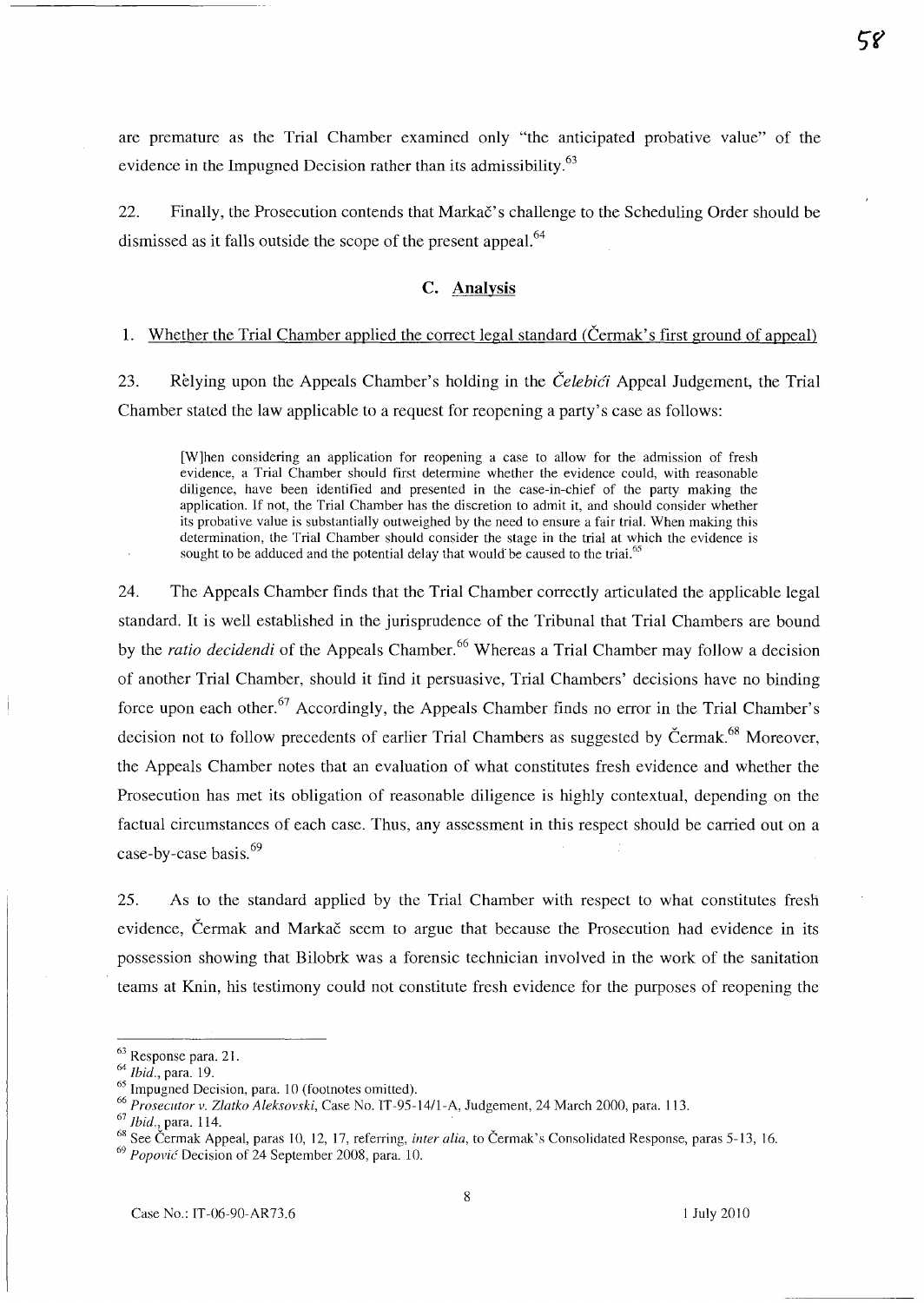are premature as the Trial Chamber examined only "the anticipated probative value" of the evidence in the Impugned Decision rather than its admissibility.[63]

22. Finally, the Prosecution contends that Markač's challenge to the Scheduling Order should be dismissed as it falls outside the scope of the present appeal.[64]

## C. Analysis

### 1. Whether the Trial Chamber applied the correct legal standard (Čermak's first ground of appeal)

23. Relying upon the Appeals Chamber's holding in the *Čelebići* Appeal Judgement, the Trial Chamber stated the law applicable to a request for reopening a party's case as follows:

> [W]hen considering an application for reopening a case to allow for the admission of fresh evidence, a Trial Chamber should first determine whether the evidence could, with reasonable diligence, have been identified and presented in the case-in-chief of the party making the application. If not, the Trial Chamber has the discretion to admit it, and should consider whether its probative value is substantially outweighed by the need to ensure a fair trial. When making this determination, the Trial Chamber should consider the stage in the trial at which the evidence is sought to be adduced and the potential delay that would be caused to the trial.[65]

24. The Appeals Chamber finds that the Trial Chamber correctly articulated the applicable legal standard. It is well established in the jurisprudence of the Tribunal that Trial Chambers are bound by the *ratio decidendi* of the Appeals Chamber.[66] Whereas a Trial Chamber may follow a decision of another Trial Chamber, should it find it persuasive, Trial Chambers' decisions have no binding force upon each other.[67] Accordingly, the Appeals Chamber finds no error in the Trial Chamber's decision not to follow precedents of earlier Trial Chambers as suggested by Čermak.[68] Moreover, the Appeals Chamber notes that an evaluation of what constitutes fresh evidence and whether the Prosecution has met its obligation of reasonable diligence is highly contextual, depending on the factual circumstances of each case. Thus, any assessment in this respect should be carried out on a case-by-case basis.[69]

25. As to the standard applied by the Trial Chamber with respect to what constitutes fresh evidence, Čermak and Markač seem to argue that because the Prosecution had evidence in its possession showing that Bilobrk was a forensic technician involved in the work of the sanitation teams at Knin, his testimony could not constitute fresh evidence for the purposes of reopening the

---

[63] Response para. 21.

[64] *Ibid.*, para. 19.

[65] Impugned Decision, para. 10 (footnotes omitted).

[66] *Prosecutor v. Zlatko Aleksovski*, Case No. IT-95-14/1-A, Judgement, 24 March 2000, para. 113.

[67] *Ibid.*, para. 114.

[68] See Čermak Appeal, paras 10, 12, 17, referring, *inter alia*, to Čermak's Consolidated Response, paras 5-13, 16.

[69] *Popović* Decision of 24 September 2008, para. 10.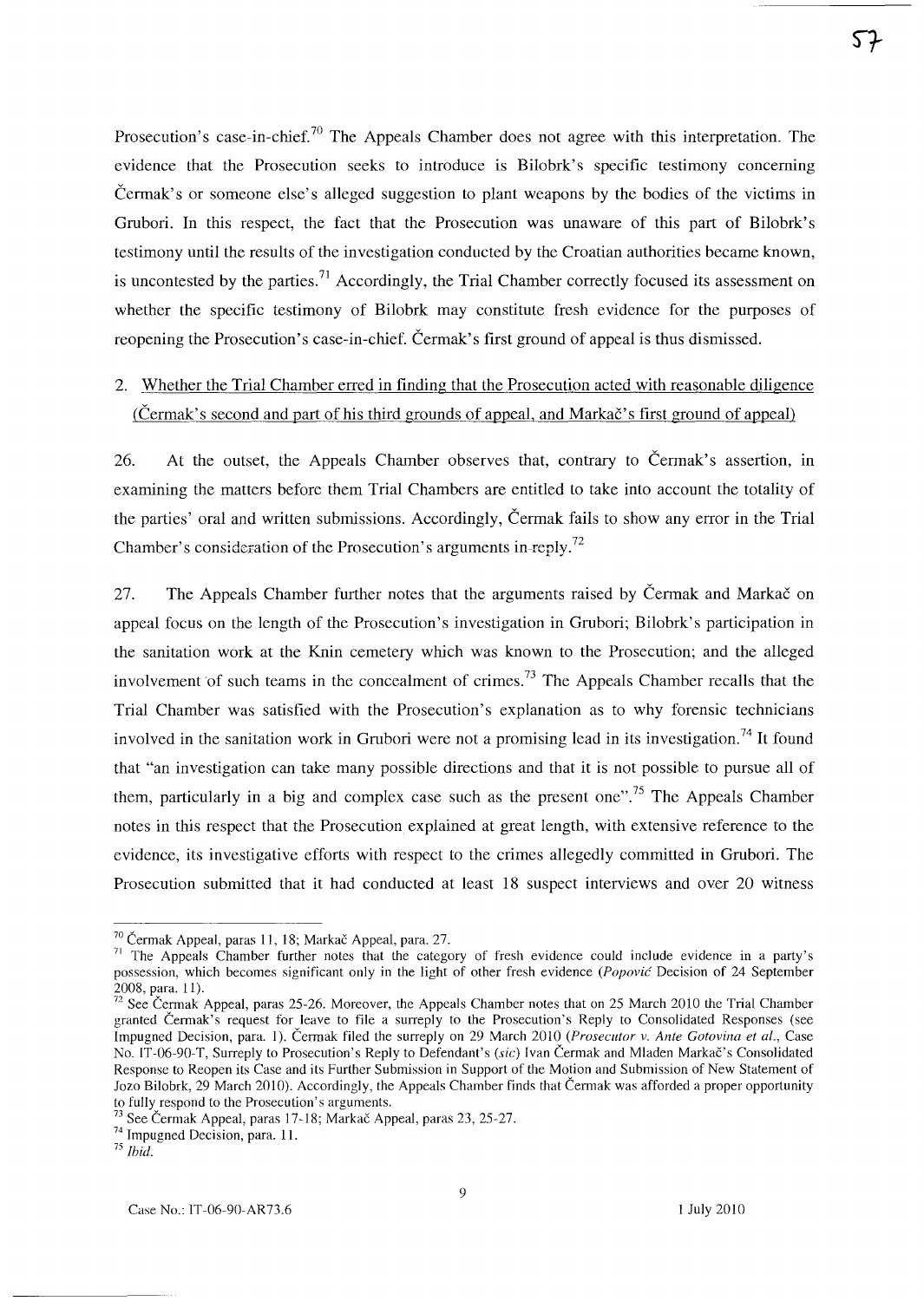Prosecution's case-in-chief.[70] The Appeals Chamber does not agree with this interpretation. The evidence that the Prosecution seeks to introduce is Bilobrk's specific testimony concerning Čermak's or someone else's alleged suggestion to plant weapons by the bodies of the victims in Grubori. In this respect, the fact that the Prosecution was unaware of this part of Bilobrk's testimony until the results of the investigation conducted by the Croatian authorities became known, is uncontested by the parties.[71] Accordingly, the Trial Chamber correctly focused its assessment on whether the specific testimony of Bilobrk may constitute fresh evidence for the purposes of reopening the Prosecution's case-in-chief. Čermak's first ground of appeal is thus dismissed.

## 2. Whether the Trial Chamber erred in finding that the Prosecution acted with reasonable diligence (Čermak's second and part of his third grounds of appeal, and Markač's first ground of appeal)

26. At the outset, the Appeals Chamber observes that, contrary to Čermak's assertion, in examining the matters before them Trial Chambers are entitled to take into account the totality of the parties' oral and written submissions. Accordingly, Čermak fails to show any error in the Trial Chamber's consideration of the Prosecution's arguments in reply.[72]

27. The Appeals Chamber further notes that the arguments raised by Čermak and Markač on appeal focus on the length of the Prosecution's investigation in Grubori; Bilobrk's participation in the sanitation work at the Knin cemetery which was known to the Prosecution; and the alleged involvement of such teams in the concealment of crimes.[73] The Appeals Chamber recalls that the Trial Chamber was satisfied with the Prosecution's explanation as to why forensic technicians involved in the sanitation work in Grubori were not a promising lead in its investigation.[74] It found that "an investigation can take many possible directions and that it is not possible to pursue all of them, particularly in a big and complex case such as the present one".[75] The Appeals Chamber notes in this respect that the Prosecution explained at great length, with extensive reference to the evidence, its investigative efforts with respect to the crimes allegedly committed in Grubori. The Prosecution submitted that it had conducted at least 18 suspect interviews and over 20 witness

---

[70] Čermak Appeal, paras 11, 18; Markač Appeal, para. 27.

[71] The Appeals Chamber further notes that the category of fresh evidence could include evidence in a party's possession, which becomes significant only in the light of other fresh evidence (*Popović* Decision of 24 September 2008, para. 11).

[72] See Čermak Appeal, paras 25-26. Moreover, the Appeals Chamber notes that on 25 March 2010 the Trial Chamber granted Čermak's request for leave to file a surreply to the Prosecution's Reply to Consolidated Responses (see Impugned Decision, para. 1). Čermak filed the surreply on 29 March 2010 (*Prosecutor v. Ante Gotovina et al.*, Case No. IT-06-90-T, Surreply to Prosecution's Reply to Defendant's (*sic*) Ivan Čermak and Mladen Markač's Consolidated Response to Reopen its Case and its Further Submission in Support of the Motion and Submission of New Statement of Jozo Bilobrk, 29 March 2010). Accordingly, the Appeals Chamber finds that Čermak was afforded a proper opportunity to fully respond to the Prosecution's arguments.

[73] See Čermak Appeal, paras 17-18; Markač Appeal, paras 23, 25-27.

[74] Impugned Decision, para. 11.

[75] *Ibid.*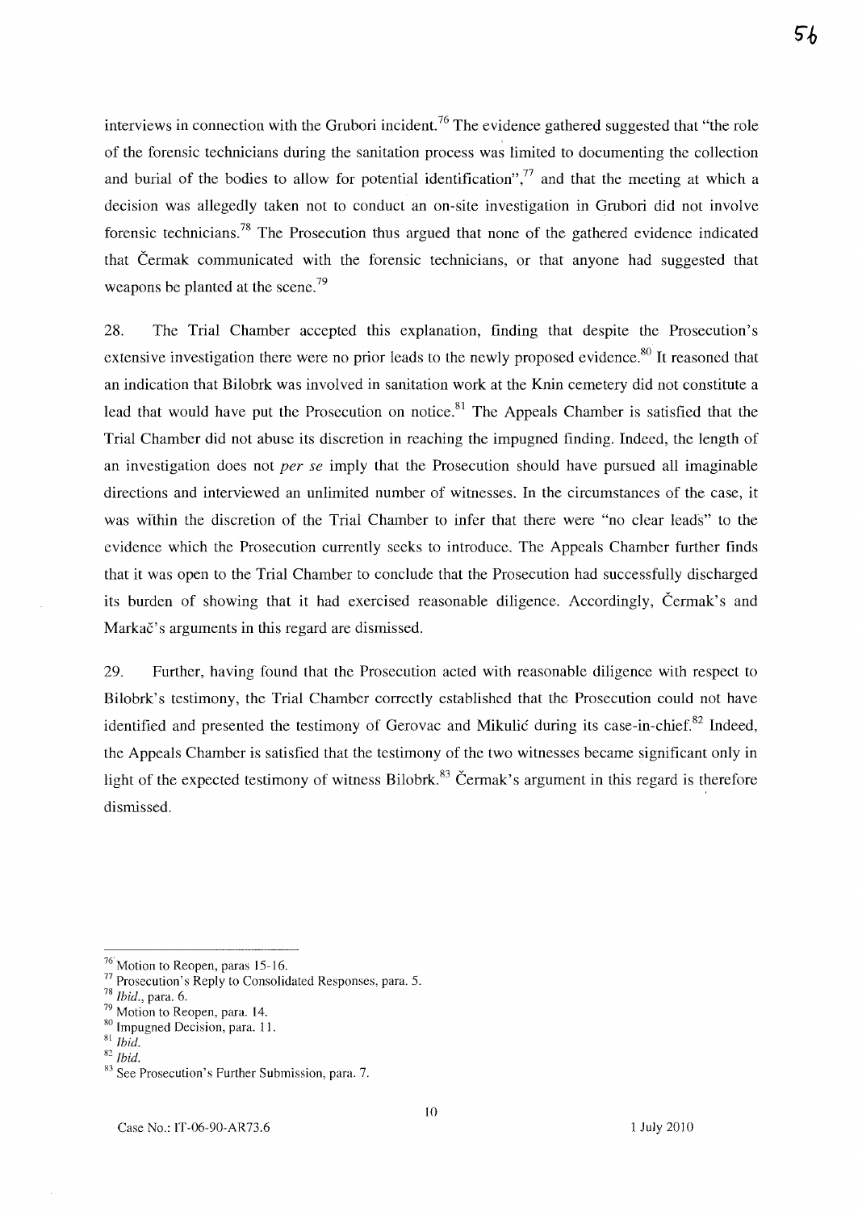interviews in connection with the Grubori incident.[76] The evidence gathered suggested that "the role of the forensic technicians during the sanitation process was limited to documenting the collection and burial of the bodies to allow for potential identification",[77] and that the meeting at which a decision was allegedly taken not to conduct an on-site investigation in Grubori did not involve forensic technicians.[78] The Prosecution thus argued that none of the gathered evidence indicated that Čermak communicated with the forensic technicians, or that anyone had suggested that weapons be planted at the scene.[79]

28. The Trial Chamber accepted this explanation, finding that despite the Prosecution's extensive investigation there were no prior leads to the newly proposed evidence.[80] It reasoned that an indication that Bilobrk was involved in sanitation work at the Knin cemetery did not constitute a lead that would have put the Prosecution on notice.[81] The Appeals Chamber is satisfied that the Trial Chamber did not abuse its discretion in reaching the impugned finding. Indeed, the length of an investigation does not *per se* imply that the Prosecution should have pursued all imaginable directions and interviewed an unlimited number of witnesses. In the circumstances of the case, it was within the discretion of the Trial Chamber to infer that there were "no clear leads" to the evidence which the Prosecution currently seeks to introduce. The Appeals Chamber further finds that it was open to the Trial Chamber to conclude that the Prosecution had successfully discharged its burden of showing that it had exercised reasonable diligence. Accordingly, Čermak's and Markač's arguments in this regard are dismissed.

29. Further, having found that the Prosecution acted with reasonable diligence with respect to Bilobrk's testimony, the Trial Chamber correctly established that the Prosecution could not have identified and presented the testimony of Gerovac and Mikulić during its case-in-chief.[82] Indeed, the Appeals Chamber is satisfied that the testimony of the two witnesses became significant only in light of the expected testimony of witness Bilobrk.[83] Čermak's argument in this regard is therefore dismissed.

---

[76] Motion to Reopen, paras 15-16.

[77] Prosecution's Reply to Consolidated Responses, para. 5.

[78] *Ibid.*, para. 6.

[79] Motion to Reopen, para. 14.

[80] Impugned Decision, para. 11.

[81] *Ibid.*

[82] *Ibid.*

[83] See Prosecution's Further Submission, para. 7.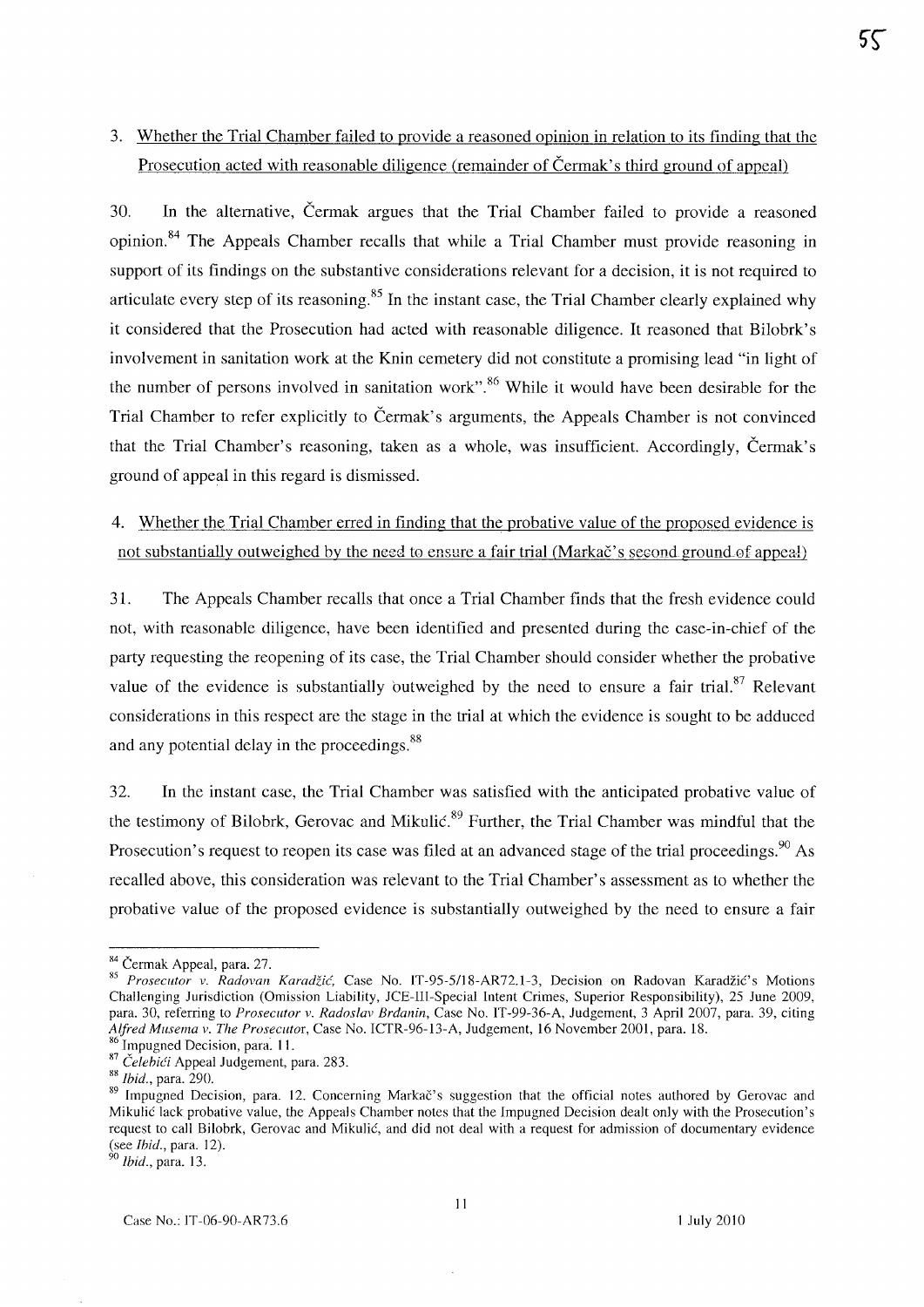3. Whether the Trial Chamber failed to provide a reasoned opinion in relation to its finding that the Prosecution acted with reasonable diligence (remainder of Čermak's third ground of appeal)

30. In the alternative, Čermak argues that the Trial Chamber failed to provide a reasoned opinion.[84] The Appeals Chamber recalls that while a Trial Chamber must provide reasoning in support of its findings on the substantive considerations relevant for a decision, it is not required to articulate every step of its reasoning.[85] In the instant case, the Trial Chamber clearly explained why it considered that the Prosecution had acted with reasonable diligence. It reasoned that Bilobrk's involvement in sanitation work at the Knin cemetery did not constitute a promising lead "in light of the number of persons involved in sanitation work".[86] While it would have been desirable for the Trial Chamber to refer explicitly to Čermak's arguments, the Appeals Chamber is not convinced that the Trial Chamber's reasoning, taken as a whole, was insufficient. Accordingly, Čermak's ground of appeal in this regard is dismissed.

4. Whether the Trial Chamber erred in finding that the probative value of the proposed evidence is not substantially outweighed by the need to ensure a fair trial (Markač's second ground of appeal)

31. The Appeals Chamber recalls that once a Trial Chamber finds that the fresh evidence could not, with reasonable diligence, have been identified and presented during the case-in-chief of the party requesting the reopening of its case, the Trial Chamber should consider whether the probative value of the evidence is substantially outweighed by the need to ensure a fair trial.[87] Relevant considerations in this respect are the stage in the trial at which the evidence is sought to be adduced and any potential delay in the proceedings.[88]

32. In the instant case, the Trial Chamber was satisfied with the anticipated probative value of the testimony of Bilobrk, Gerovac and Mikulić.[89] Further, the Trial Chamber was mindful that the Prosecution's request to reopen its case was filed at an advanced stage of the trial proceedings.[90] As recalled above, this consideration was relevant to the Trial Chamber's assessment as to whether the probative value of the proposed evidence is substantially outweighed by the need to ensure a fair

---

[84] Čermak Appeal, para. 27.

[85] *Prosecutor v. Radovan Karadžić*, Case No. IT-95-5/18-AR72.1-3, Decision on Radovan Karadžić's Motions Challenging Jurisdiction (Omission Liability, JCE-III-Special Intent Crimes, Superior Responsibility), 25 June 2009, para. 30, referring to *Prosecutor v. Radoslav Brđanin*, Case No. IT-99-36-A, Judgement, 3 April 2007, para. 39, citing *Alfred Musema v. The Prosecutor*, Case No. ICTR-96-13-A, Judgement, 16 November 2001, para. 18.

[86] Impugned Decision, para. 11.

[87] *Čelebići* Appeal Judgement, para. 283.

[88] *Ibid.*, para. 290.

[89] Impugned Decision, para. 12. Concerning Markač's suggestion that the official notes authored by Gerovac and Mikulić lack probative value, the Appeals Chamber notes that the Impugned Decision dealt only with the Prosecution's request to call Bilobrk, Gerovac and Mikulić, and did not deal with a request for admission of documentary evidence (see *Ibid.*, para. 12).

[90] *Ibid.*, para. 13.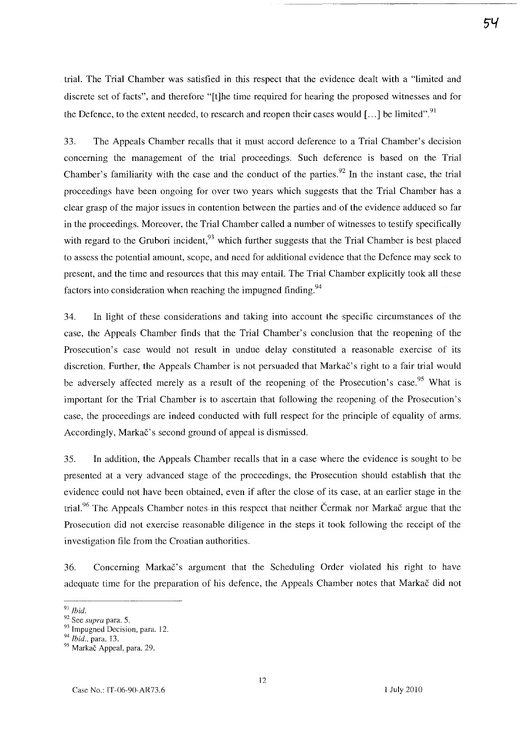trial. The Trial Chamber was satisfied in this respect that the evidence dealt with a "limited and discrete set of facts", and therefore "[t]he time required for hearing the proposed witnesses and for the Defence, to the extent needed, to research and reopen their cases would [...] be limited".[91]

33. The Appeals Chamber recalls that it must accord deference to a Trial Chamber's decision concerning the management of the trial proceedings. Such deference is based on the Trial Chamber's familiarity with the case and the conduct of the parties.[92] In the instant case, the trial proceedings have been ongoing for over two years which suggests that the Trial Chamber has a clear grasp of the major issues in contention between the parties and of the evidence adduced so far in the proceedings. Moreover, the Trial Chamber called a number of witnesses to testify specifically with regard to the Grubori incident,[93] which further suggests that the Trial Chamber is best placed to assess the potential amount, scope, and need for additional evidence that the Defence may seek to present, and the time and resources that this may entail. The Trial Chamber explicitly took all these factors into consideration when reaching the impugned finding.[94]

34. In light of these considerations and taking into account the specific circumstances of the case, the Appeals Chamber finds that the Trial Chamber's conclusion that the reopening of the Prosecution's case would not result in undue delay constituted a reasonable exercise of its discretion. Further, the Appeals Chamber is not persuaded that Markač's right to a fair trial would be adversely affected merely as a result of the reopening of the Prosecution's case.[95] What is important for the Trial Chamber is to ascertain that following the reopening of the Prosecution's case, the proceedings are indeed conducted with full respect for the principle of equality of arms. Accordingly, Markač's second ground of appeal is dismissed.

35. In addition, the Appeals Chamber recalls that in a case where the evidence is sought to be presented at a very advanced stage of the proceedings, the Prosecution should establish that the evidence could not have been obtained, even if after the close of its case, at an earlier stage in the trial.[96] The Appeals Chamber notes in this respect that neither Čermak nor Markač argue that the Prosecution did not exercise reasonable diligence in the steps it took following the receipt of the investigation file from the Croatian authorities.

36. Concerning Markač's argument that the Scheduling Order violated his right to have adequate time for the preparation of his defence, the Appeals Chamber notes that Markač did not

---

[91] *Ibid.*

[92] See *supra* para. 5.

[93] Impugned Decision, para. 12.

[94] *Ibid.*, para. 13.

[95] Markač Appeal, para. 29.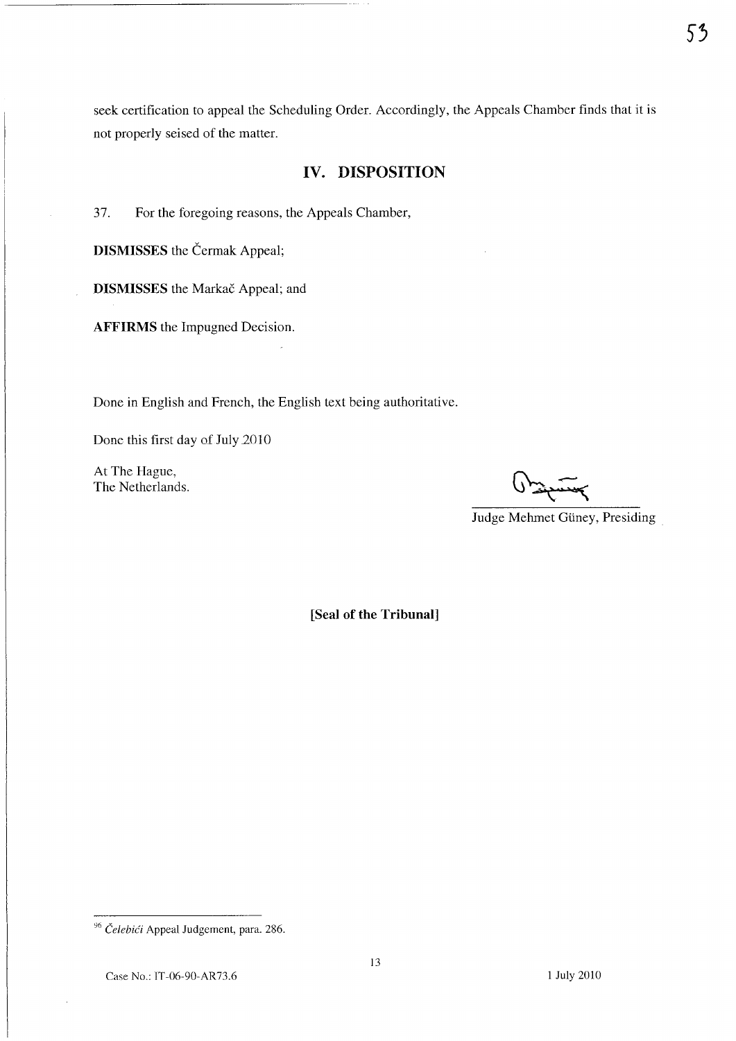seek certification to appeal the Scheduling Order. Accordingly, the Appeals Chamber finds that it is not properly seised of the matter.

## IV. DISPOSITION

37. For the foregoing reasons, the Appeals Chamber,

**DISMISSES** the Čermak Appeal;

**DISMISSES** the Markač Appeal; and

**AFFIRMS** the Impugned Decision.

Done in English and French, the English text being authoritative.

Done this first day of July 2010

At The Hague,
The Netherlands.

Judge Mehmet Güney, Presiding

**[Seal of the Tribunal]**

---

[96] *Čelebići* Appeal Judgement, para. 286.